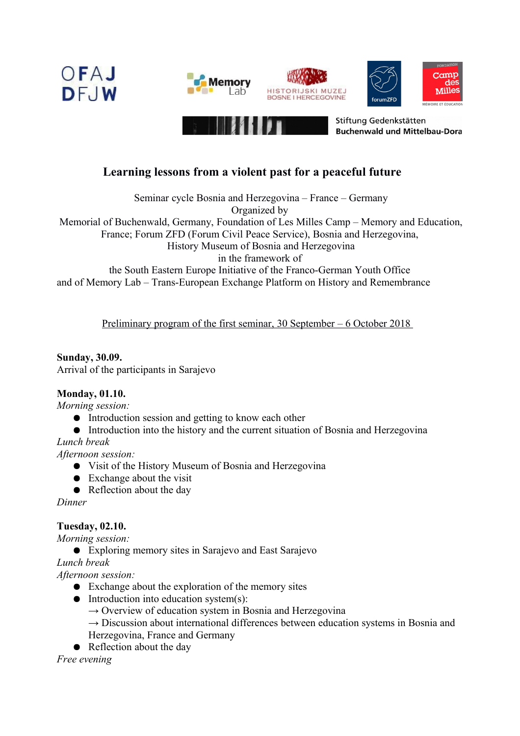OFAJ DFJW

Memory Lab

HISTORIJSKI MUZEJ BOSNE I HERCEGOVINE

forumZFD

Fondation Camp des Milles Mémoire et Éducation

Stiftung Gedenkstätten Buchenwald und Mittelbau-Dora

# Learning lessons from a violent past for a peaceful future

Seminar cycle Bosnia and Herzegovina – France – Germany
Organized by
Memorial of Buchenwald, Germany, Foundation of Les Milles Camp – Memory and Education, France; Forum ZFD (Forum Civil Peace Service), Bosnia and Herzegovina, History Museum of Bosnia and Herzegovina
in the framework of
the South Eastern Europe Initiative of the Franco-German Youth Office
and of Memory Lab – Trans-European Exchange Platform on History and Remembrance

Preliminary program of the first seminar, 30 September – 6 October 2018

**Sunday, 30.09.**
Arrival of the participants in Sarajevo

**Monday, 01.10.**
*Morning session:*

- Introduction session and getting to know each other
- Introduction into the history and the current situation of Bosnia and Herzegovina

*Lunch break*
*Afternoon session:*

- Visit of the History Museum of Bosnia and Herzegovina
- Exchange about the visit
- Reflection about the day

*Dinner*

**Tuesday, 02.10.**
*Morning session:*

- Exploring memory sites in Sarajevo and East Sarajevo

*Lunch break*
*Afternoon session:*

- Exchange about the exploration of the memory sites
- Introduction into education system(s):
  → Overview of education system in Bosnia and Herzegovina
  → Discussion about international differences between education systems in Bosnia and Herzegovina, France and Germany
- Reflection about the day

*Free evening*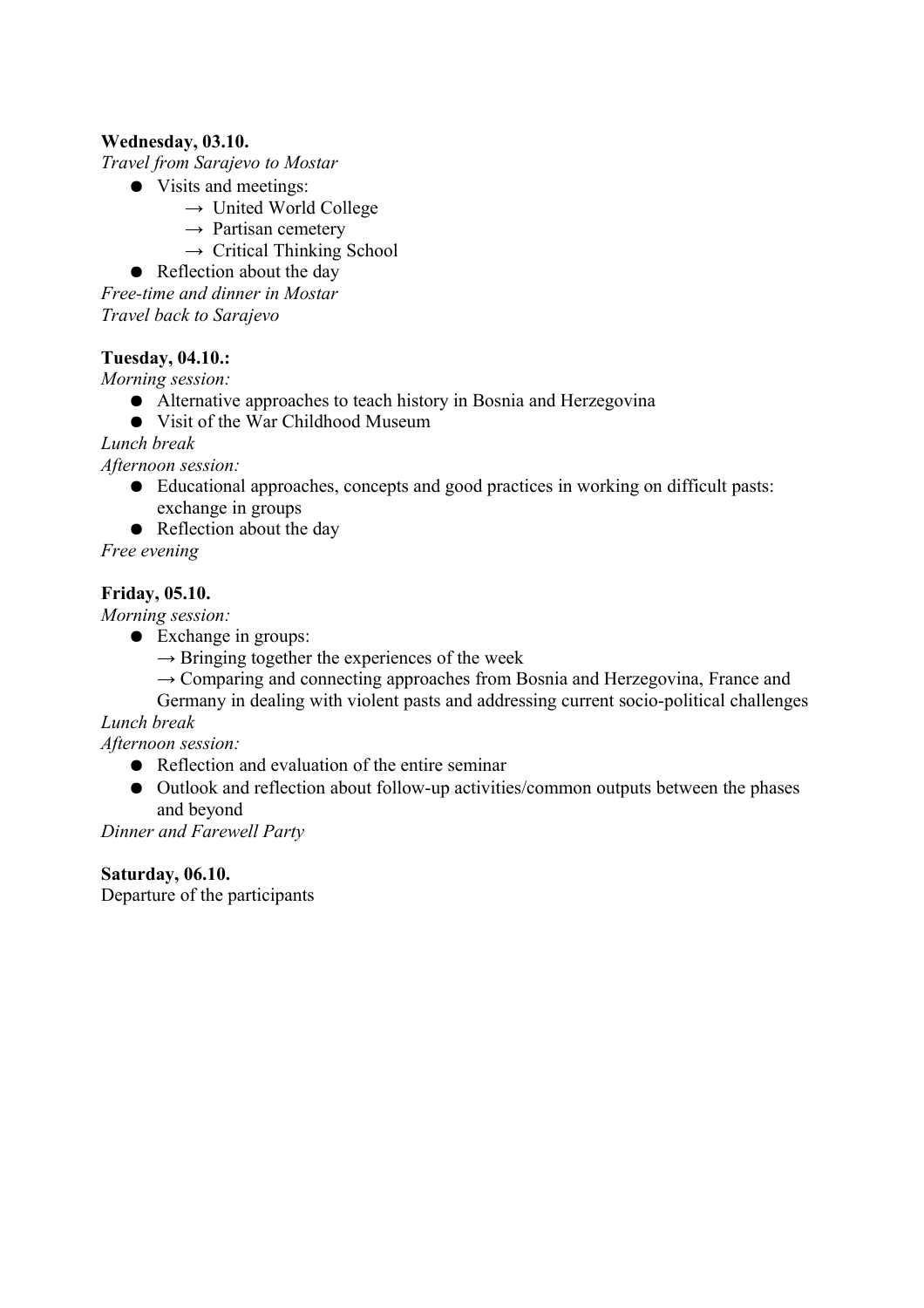**Wednesday, 03.10.**

*Travel from Sarajevo to Mostar*

- Visits and meetings:
  - → United World College
  - → Partisan cemetery
  - → Critical Thinking School
- Reflection about the day

*Free-time and dinner in Mostar*

*Travel back to Sarajevo*

**Tuesday, 04.10.:**

*Morning session:*

- Alternative approaches to teach history in Bosnia and Herzegovina
- Visit of the War Childhood Museum

*Lunch break*

*Afternoon session:*

- Educational approaches, concepts and good practices in working on difficult pasts: exchange in groups
- Reflection about the day

*Free evening*

**Friday, 05.10.**

*Morning session:*

- Exchange in groups:
  → Bringing together the experiences of the week
  → Comparing and connecting approaches from Bosnia and Herzegovina, France and Germany in dealing with violent pasts and addressing current socio-political challenges

*Lunch break*

*Afternoon session:*

- Reflection and evaluation of the entire seminar
- Outlook and reflection about follow-up activities/common outputs between the phases and beyond

*Dinner and Farewell Party*

**Saturday, 06.10.**

Departure of the participants